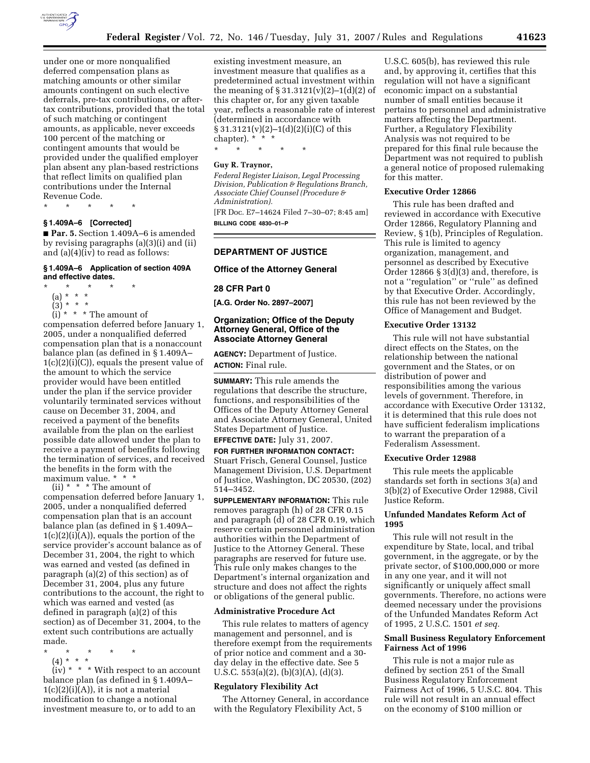under one or more nonqualified deferred compensation plans as matching amounts or other similar amounts contingent on such elective deferrals, pre-tax contributions, or after-tax contributions, provided that the total of such matching or contingent amounts, as applicable, never exceeds 100 percent of the matching or contingent amounts that would be provided under the qualified employer plan absent any plan-based restrictions that reflect limits on qualified plan contributions under the Internal Revenue Code.

\* \* \* \* \*

### § 1.409A–6 [Corrected]

■ **Par. 5.** Section 1.409A–6 is amended by revising paragraphs (a)(3)(i) and (ii) and (a)(4)(iv) to read as follows:

#### § 1.409A–6 Application of section 409A and effective dates.

\* \* \* \* \*

(a) \* \* \*

(3) \* \* \*

(i) \* \* \* The amount of compensation deferred before January 1, 2005, under a nonqualified deferred compensation plan that is a nonaccount balance plan (as defined in § 1.409A–1(c)(2)(i)(C)), equals the present value of the amount to which the service provider would have been entitled under the plan if the service provider voluntarily terminated services without cause on December 31, 2004, and received a payment of the benefits available from the plan on the earliest possible date allowed under the plan to receive a payment of benefits following the termination of services, and received the benefits in the form with the maximum value. \* \* \*

(ii) \* \* \* The amount of compensation deferred before January 1, 2005, under a nonqualified deferred compensation plan that is an account balance plan (as defined in § 1.409A–1(c)(2)(i)(A)), equals the portion of the service provider's account balance as of December 31, 2004, the right to which was earned and vested (as defined in paragraph (a)(2) of this section) as of December 31, 2004, plus any future contributions to the account, the right to which was earned and vested (as defined in paragraph (a)(2) of this section) as of December 31, 2004, to the extent such contributions are actually made.

\* \* \* \* \*

(4) \* \* \*

(iv) \* \* \* With respect to an account balance plan (as defined in § 1.409A–1(c)(2)(i)(A)), it is not a material modification to change a notional investment measure to, or to add to an existing investment measure, an investment measure that qualifies as a predetermined actual investment within the meaning of § 31.3121(v)(2)–1(d)(2) of this chapter or, for any given taxable year, reflects a reasonable rate of interest (determined in accordance with § 31.3121(v)(2)–1(d)(2)(i)(C) of this chapter). \* \* \*

\* \* \* \* \*

**Guy R. Traynor,**

*Federal Register Liaison, Legal Processing Division, Publication & Regulations Branch, Associate Chief Counsel (Procedure & Administration).*

[FR Doc. E7–14624 Filed 7–30–07; 8:45 am]

**BILLING CODE 4830–01–P**

---

## DEPARTMENT OF JUSTICE

### Office of the Attorney General

### 28 CFR Part 0

**[A.G. Order No. 2897–2007]**

### Organization; Office of the Deputy Attorney General, Office of the Associate Attorney General

**AGENCY:** Department of Justice.

**ACTION:** Final rule.

**SUMMARY:** This rule amends the regulations that describe the structure, functions, and responsibilities of the Offices of the Deputy Attorney General and Associate Attorney General, United States Department of Justice.

**EFFECTIVE DATE:** July 31, 2007.

**FOR FURTHER INFORMATION CONTACT:** Stuart Frisch, General Counsel, Justice Management Division, U.S. Department of Justice, Washington, DC 20530, (202) 514–3452.

**SUPPLEMENTARY INFORMATION:** This rule removes paragraph (h) of 28 CFR 0.15 and paragraph (d) of 28 CFR 0.19, which reserve certain personnel administration authorities within the Department of Justice to the Attorney General. These paragraphs are reserved for future use. This rule only makes changes to the Department's internal organization and structure and does not affect the rights or obligations of the general public.

#### Administrative Procedure Act

This rule relates to matters of agency management and personnel, and is therefore exempt from the requirements of prior notice and comment and a 30-day delay in the effective date. See 5 U.S.C. 553(a)(2), (b)(3)(A), (d)(3).

#### Regulatory Flexibility Act

The Attorney General, in accordance with the Regulatory Flexibility Act, 5 U.S.C. 605(b), has reviewed this rule and, by approving it, certifies that this regulation will not have a significant economic impact on a substantial number of small entities because it pertains to personnel and administrative matters affecting the Department. Further, a Regulatory Flexibility Analysis was not required to be prepared for this final rule because the Department was not required to publish a general notice of proposed rulemaking for this matter.

#### Executive Order 12866

This rule has been drafted and reviewed in accordance with Executive Order 12866, Regulatory Planning and Review, § 1(b), Principles of Regulation. This rule is limited to agency organization, management, and personnel as described by Executive Order 12866 § 3(d)(3) and, therefore, is not a ''regulation'' or ''rule'' as defined by that Executive Order. Accordingly, this rule has not been reviewed by the Office of Management and Budget.

#### Executive Order 13132

This rule will not have substantial direct effects on the States, on the relationship between the national government and the States, or on distribution of power and responsibilities among the various levels of government. Therefore, in accordance with Executive Order 13132, it is determined that this rule does not have sufficient federalism implications to warrant the preparation of a Federalism Assessment.

#### Executive Order 12988

This rule meets the applicable standards set forth in sections 3(a) and 3(b)(2) of Executive Order 12988, Civil Justice Reform.

#### Unfunded Mandates Reform Act of 1995

This rule will not result in the expenditure by State, local, and tribal government, in the aggregate, or by the private sector, of $100,000,000 or more in any one year, and it will not significantly or uniquely affect small governments. Therefore, no actions were deemed necessary under the provisions of the Unfunded Mandates Reform Act of 1995, 2 U.S.C. 1501 *et seq.*

#### Small Business Regulatory Enforcement Fairness Act of 1996

This rule is not a major rule as defined by section 251 of the Small Business Regulatory Enforcement Fairness Act of 1996, 5 U.S.C. 804. This rule will not result in an annual effect on the economy of $100 million or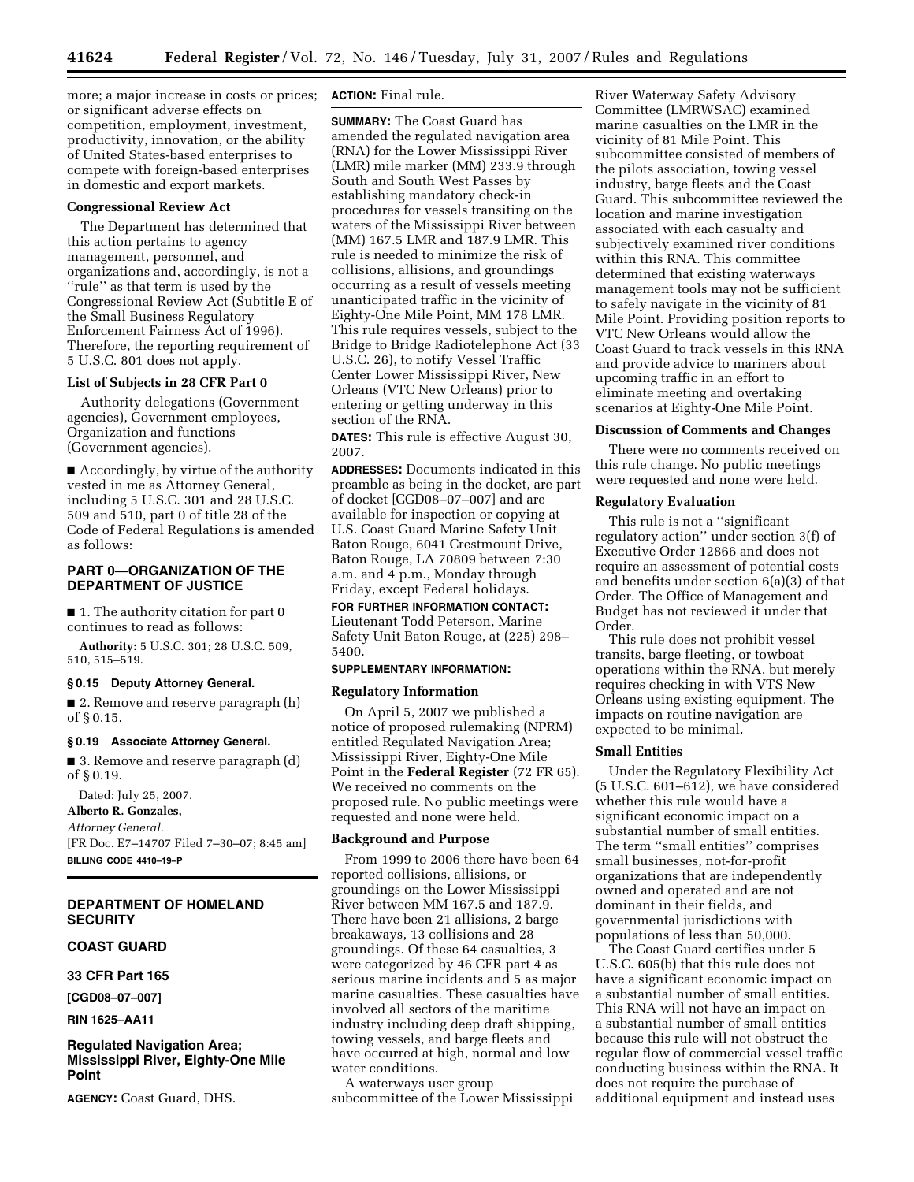more; a major increase in costs or prices; or significant adverse effects on competition, employment, investment, productivity, innovation, or the ability of United States-based enterprises to compete with foreign-based enterprises in domestic and export markets.

### Congressional Review Act

The Department has determined that this action pertains to agency management, personnel, and organizations and, accordingly, is not a ''rule'' as that term is used by the Congressional Review Act (Subtitle E of the Small Business Regulatory Enforcement Fairness Act of 1996). Therefore, the reporting requirement of 5 U.S.C. 801 does not apply.

### List of Subjects in 28 CFR Part 0

Authority delegations (Government agencies), Government employees, Organization and functions (Government agencies).

■ Accordingly, by virtue of the authority vested in me as Attorney General, including 5 U.S.C. 301 and 28 U.S.C. 509 and 510, part 0 of title 28 of the Code of Federal Regulations is amended as follows:

## PART 0—ORGANIZATION OF THE DEPARTMENT OF JUSTICE

■ 1. The authority citation for part 0 continues to read as follows:

**Authority:** 5 U.S.C. 301; 28 U.S.C. 509, 510, 515–519.

### § 0.15 Deputy Attorney General.

■ 2. Remove and reserve paragraph (h) of § 0.15.

### § 0.19 Associate Attorney General.

■ 3. Remove and reserve paragraph (d) of § 0.19.

Dated: July 25, 2007.

**Alberto R. Gonzales,**

*Attorney General.*

[FR Doc. E7–14707 Filed 7–30–07; 8:45 am]

**BILLING CODE 4410–19–P**

## DEPARTMENT OF HOMELAND SECURITY

## COAST GUARD

## 33 CFR Part 165

**[CGD08–07–007]**

**RIN 1625–AA11**

## Regulated Navigation Area; Mississippi River, Eighty-One Mile Point

**AGENCY:** Coast Guard, DHS.

**ACTION:** Final rule.

**SUMMARY:** The Coast Guard has amended the regulated navigation area (RNA) for the Lower Mississippi River (LMR) mile marker (MM) 233.9 through South and South West Passes by establishing mandatory check-in procedures for vessels transiting on the waters of the Mississippi River between (MM) 167.5 LMR and 187.9 LMR. This rule is needed to minimize the risk of collisions, allisions, and groundings occurring as a result of vessels meeting unanticipated traffic in the vicinity of Eighty-One Mile Point, MM 178 LMR. This rule requires vessels, subject to the Bridge to Bridge Radiotelephone Act (33 U.S.C. 26), to notify Vessel Traffic Center Lower Mississippi River, New Orleans (VTC New Orleans) prior to entering or getting underway in this section of the RNA.

**DATES:** This rule is effective August 30, 2007.

**ADDRESSES:** Documents indicated in this preamble as being in the docket, are part of docket [CGD08–07–007] and are available for inspection or copying at U.S. Coast Guard Marine Safety Unit Baton Rouge, 6041 Crestmount Drive, Baton Rouge, LA 70809 between 7:30 a.m. and 4 p.m., Monday through Friday, except Federal holidays.

**FOR FURTHER INFORMATION CONTACT:** Lieutenant Todd Peterson, Marine Safety Unit Baton Rouge, at (225) 298–5400.

**SUPPLEMENTARY INFORMATION:**

### Regulatory Information

On April 5, 2007 we published a notice of proposed rulemaking (NPRM) entitled Regulated Navigation Area; Mississippi River, Eighty-One Mile Point in the **Federal Register** (72 FR 65). We received no comments on the proposed rule. No public meetings were requested and none were held.

### Background and Purpose

From 1999 to 2006 there have been 64 reported collisions, allisions, or groundings on the Lower Mississippi River between MM 167.5 and 187.9. There have been 21 allisions, 2 barge breakaways, 13 collisions and 28 groundings. Of these 64 casualties, 3 were categorized by 46 CFR part 4 as serious marine incidents and 5 as major marine casualties. These casualties have involved all sectors of the maritime industry including deep draft shipping, towing vessels, and barge fleets and have occurred at high, normal and low water conditions.

A waterways user group subcommittee of the Lower Mississippi River Waterway Safety Advisory Committee (LMRWSAC) examined marine casualties on the LMR in the vicinity of 81 Mile Point. This subcommittee consisted of members of the pilots association, towing vessel industry, barge fleets and the Coast Guard. This subcommittee reviewed the location and marine investigation associated with each casualty and subjectively examined river conditions within this RNA. This committee determined that existing waterways management tools may not be sufficient to safely navigate in the vicinity of 81 Mile Point. Providing position reports to VTC New Orleans would allow the Coast Guard to track vessels in this RNA and provide advice to mariners about upcoming traffic in an effort to eliminate meeting and overtaking scenarios at Eighty-One Mile Point.

### Discussion of Comments and Changes

There were no comments received on this rule change. No public meetings were requested and none were held.

### Regulatory Evaluation

This rule is not a ''significant regulatory action'' under section 3(f) of Executive Order 12866 and does not require an assessment of potential costs and benefits under section 6(a)(3) of that Order. The Office of Management and Budget has not reviewed it under that Order.

This rule does not prohibit vessel transits, barge fleeting, or towboat operations within the RNA, but merely requires checking in with VTS New Orleans using existing equipment. The impacts on routine navigation are expected to be minimal.

### Small Entities

Under the Regulatory Flexibility Act (5 U.S.C. 601–612), we have considered whether this rule would have a significant economic impact on a substantial number of small entities. The term ''small entities'' comprises small businesses, not-for-profit organizations that are independently owned and operated and are not dominant in their fields, and governmental jurisdictions with populations of less than 50,000.

The Coast Guard certifies under 5 U.S.C. 605(b) that this rule does not have a significant economic impact on a substantial number of small entities. This RNA will not have an impact on a substantial number of small entities because this rule will not obstruct the regular flow of commercial vessel traffic conducting business within the RNA. It does not require the purchase of additional equipment and instead uses